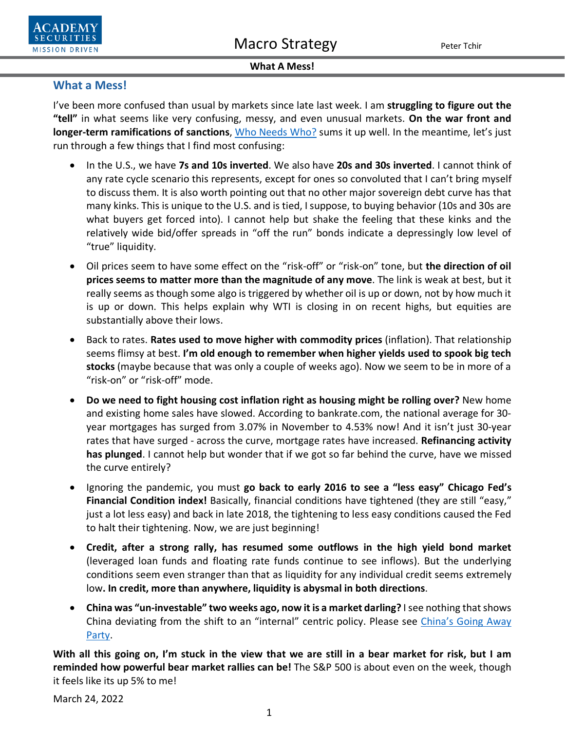# What a Mess!

I've been more confused than usual by markets since late last week. I am **struggling to figure out the "tell"** in what seems like very confusing, messy, and even unusual markets. **On the war front and longer-term ramifications of sanctions**, Who Needs Who? sums it up well. In the meantime, let's just run through a few things that I find most confusing:

- In the U.S., we have **7s and 10s inverted**. We also have **20s and 30s inverted**. I cannot think of any rate cycle scenario this represents, except for ones so convoluted that I can't bring myself to discuss them. It is also worth pointing out that no other major sovereign debt curve has that many kinks. This is unique to the U.S. and is tied, I suppose, to buying behavior (10s and 30s are what buyers get forced into). I cannot help but shake the feeling that these kinks and the relatively wide bid/offer spreads in "off the run" bonds indicate a depressingly low level of "true" liquidity.

- Oil prices seem to have some effect on the "risk-off" or "risk-on" tone, but **the direction of oil prices seems to matter more than the magnitude of any move**. The link is weak at best, but it really seems as though some algo is triggered by whether oil is up or down, not by how much it is up or down. This helps explain why WTI is closing in on recent highs, but equities are substantially above their lows.

- Back to rates. **Rates used to move higher with commodity prices** (inflation). That relationship seems flimsy at best. **I'm old enough to remember when higher yields used to spook big tech stocks** (maybe because that was only a couple of weeks ago). Now we seem to be in more of a "risk-on" or "risk-off" mode.

- **Do we need to fight housing cost inflation right as housing might be rolling over?** New home and existing home sales have slowed. According to bankrate.com, the national average for 30-year mortgages has surged from 3.07% in November to 4.53% now! And it isn't just 30-year rates that have surged - across the curve, mortgage rates have increased. **Refinancing activity has plunged**. I cannot help but wonder that if we got so far behind the curve, have we missed the curve entirely?

- Ignoring the pandemic, you must **go back to early 2016 to see a "less easy" Chicago Fed's Financial Condition index!** Basically, financial conditions have tightened (they are still "easy," just a lot less easy) and back in late 2018, the tightening to less easy conditions caused the Fed to halt their tightening. Now, we are just beginning!

- **Credit, after a strong rally, has resumed some outflows in the high yield bond market** (leveraged loan funds and floating rate funds continue to see inflows). But the underlying conditions seem even stranger than that as liquidity for any individual credit seems extremely low**. In credit, more than anywhere, liquidity is abysmal in both directions**.

- **China was "un-investable" two weeks ago, now it is a market darling?** I see nothing that shows China deviating from the shift to an "internal" centric policy. Please see China's Going Away Party.

**With all this going on, I'm stuck in the view that we are still in a bear market for risk, but I am reminded how powerful bear market rallies can be!** The S&P 500 is about even on the week, though it feels like its up 5% to me!

March 24, 2022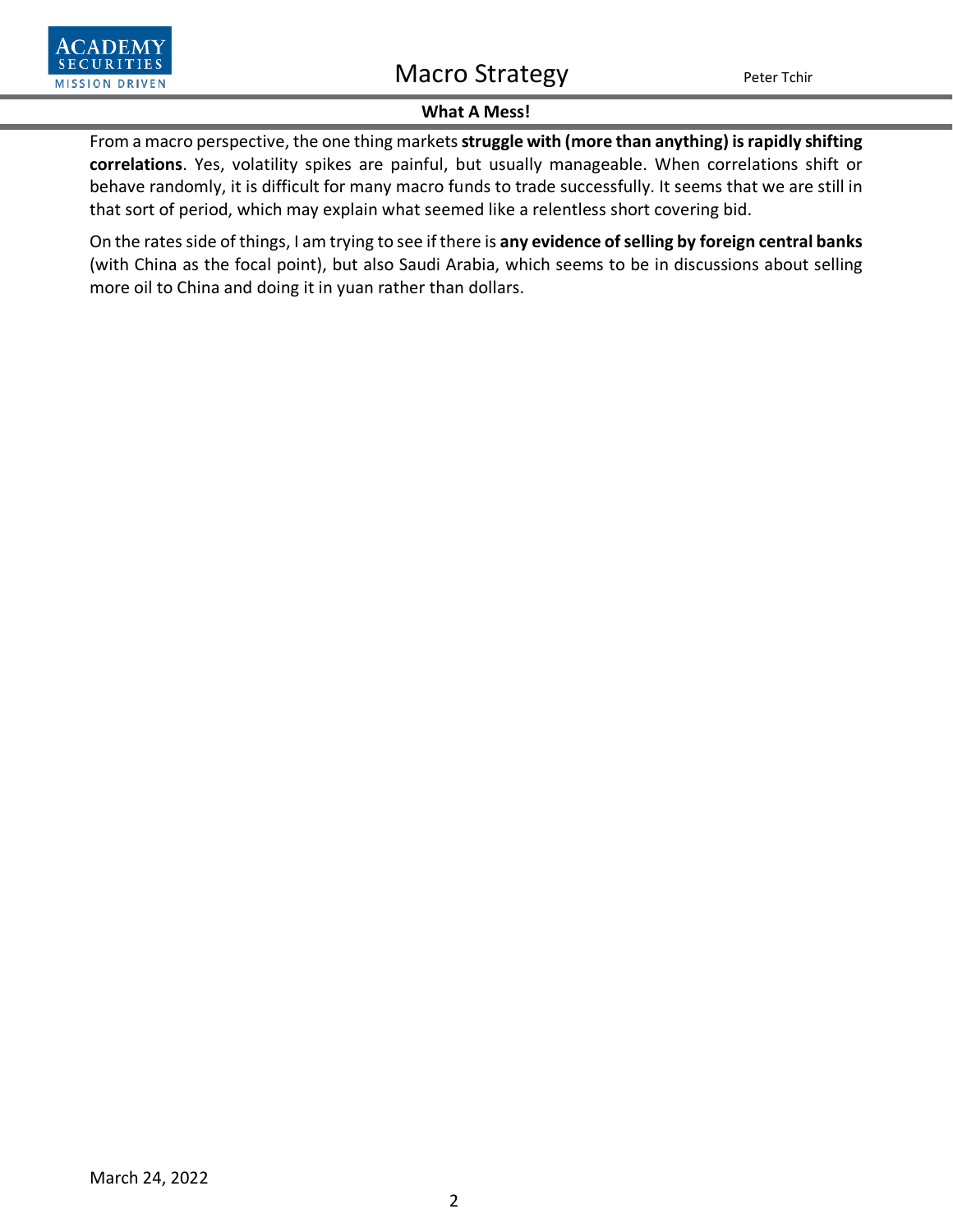From a macro perspective, the one thing markets **struggle with (more than anything) is rapidly shifting correlations**. Yes, volatility spikes are painful, but usually manageable. When correlations shift or behave randomly, it is difficult for many macro funds to trade successfully. It seems that we are still in that sort of period, which may explain what seemed like a relentless short covering bid.

On the rates side of things, I am trying to see if there is **any evidence of selling by foreign central banks** (with China as the focal point), but also Saudi Arabia, which seems to be in discussions about selling more oil to China and doing it in yuan rather than dollars.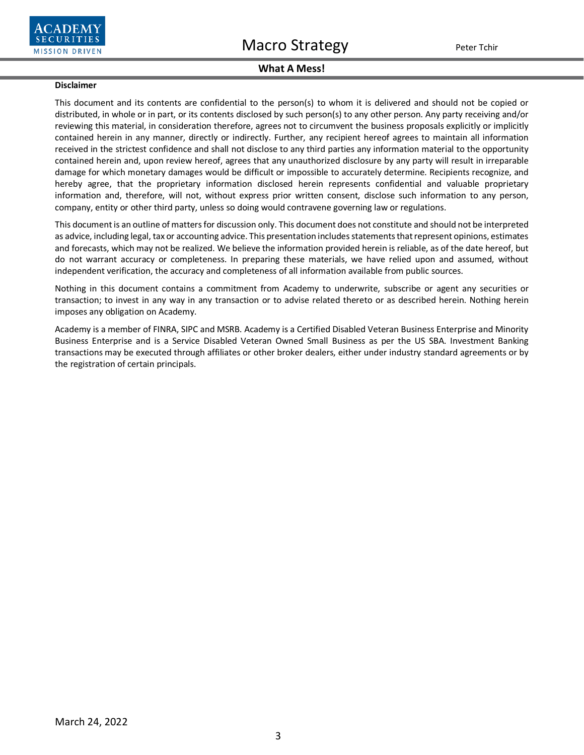**Disclaimer**

This document and its contents are confidential to the person(s) to whom it is delivered and should not be copied or distributed, in whole or in part, or its contents disclosed by such person(s) to any other person. Any party receiving and/or reviewing this material, in consideration therefore, agrees not to circumvent the business proposals explicitly or implicitly contained herein in any manner, directly or indirectly. Further, any recipient hereof agrees to maintain all information received in the strictest confidence and shall not disclose to any third parties any information material to the opportunity contained herein and, upon review hereof, agrees that any unauthorized disclosure by any party will result in irreparable damage for which monetary damages would be difficult or impossible to accurately determine. Recipients recognize, and hereby agree, that the proprietary information disclosed herein represents confidential and valuable proprietary information and, therefore, will not, without express prior written consent, disclose such information to any person, company, entity or other third party, unless so doing would contravene governing law or regulations.

This document is an outline of matters for discussion only. This document does not constitute and should not be interpreted as advice, including legal, tax or accounting advice. This presentation includes statements that represent opinions, estimates and forecasts, which may not be realized. We believe the information provided herein is reliable, as of the date hereof, but do not warrant accuracy or completeness. In preparing these materials, we have relied upon and assumed, without independent verification, the accuracy and completeness of all information available from public sources.

Nothing in this document contains a commitment from Academy to underwrite, subscribe or agent any securities or transaction; to invest in any way in any transaction or to advise related thereto or as described herein. Nothing herein imposes any obligation on Academy.

Academy is a member of FINRA, SIPC and MSRB. Academy is a Certified Disabled Veteran Business Enterprise and Minority Business Enterprise and is a Service Disabled Veteran Owned Small Business as per the US SBA. Investment Banking transactions may be executed through affiliates or other broker dealers, either under industry standard agreements or by the registration of certain principals.